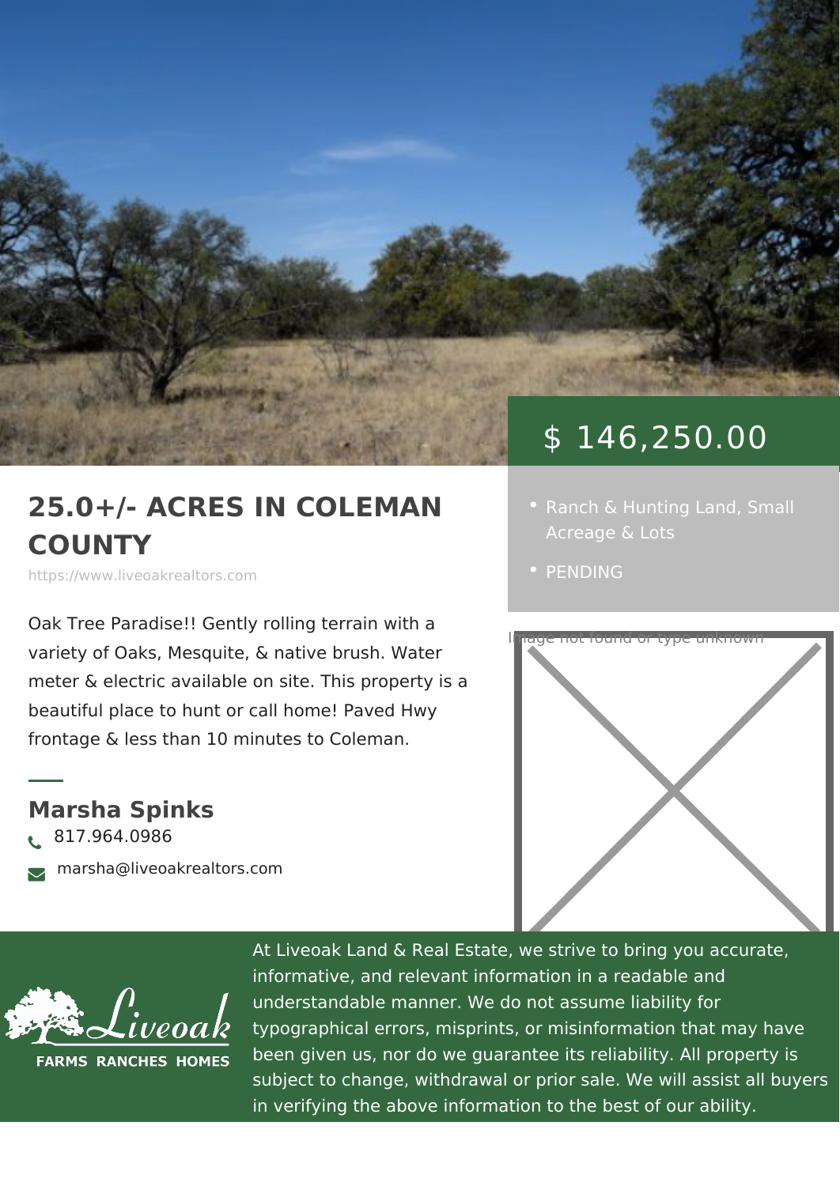# 25.0+/- ACRES IN COLEMAN COUNTY

https://www.liveoakrealtors.com

$ 146,250.00

- Ranch & Hunting Land, Small Acreage & Lots
- PENDING

Oak Tree Paradise!! Gently rolling terrain with a variety of Oaks, Mesquite, & native brush. Water meter & electric available on site. This property is a beautiful place to hunt or call home! Paved Hwy frontage & less than 10 minutes to Coleman.

Image not found or type unknown

## Marsha Spinks

817.964.0986

marsha@liveoakrealtors.com

Liveoak FARMS RANCHES HOMES

At Liveoak Land & Real Estate, we strive to bring you accurate, informative, and relevant information in a readable and understandable manner. We do not assume liability for typographical errors, misprints, or misinformation that may have been given us, nor do we guarantee its reliability. All property is subject to change, withdrawal or prior sale. We will assist all buyers in verifying the above information to the best of our ability.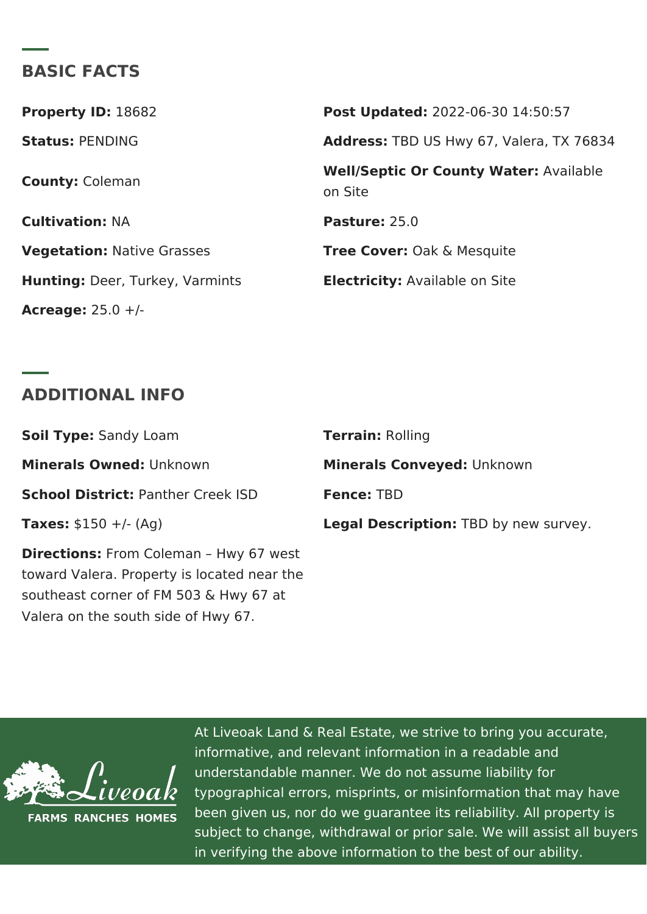## BASIC FACTS

**Property ID:** 18682

**Post Updated:** 2022-06-30 14:50:57

**Status:** PENDING

**Address:** TBD US Hwy 67, Valera, TX 76834

**County:** Coleman

**Well/Septic Or County Water:** Available on Site

**Cultivation:** NA

**Pasture:** 25.0

**Vegetation:** Native Grasses

**Tree Cover:** Oak & Mesquite

**Hunting:** Deer, Turkey, Varmints

**Electricity:** Available on Site

**Acreage:** 25.0 +/-

## ADDITIONAL INFO

**Soil Type:** Sandy Loam

**Terrain:** Rolling

**Minerals Owned:** Unknown

**Minerals Conveyed:** Unknown

**School District:** Panther Creek ISD

**Fence:** TBD

**Taxes:** $150 +/- (Ag)

**Legal Description:** TBD by new survey.

**Directions:** From Coleman – Hwy 67 west toward Valera. Property is located near the southeast corner of FM 503 & Hwy 67 at Valera on the south side of Hwy 67.

Liveoak FARMS RANCHES HOMES

At Liveoak Land & Real Estate, we strive to bring you accurate, informative, and relevant information in a readable and understandable manner. We do not assume liability for typographical errors, misprints, or misinformation that may have been given us, nor do we guarantee its reliability. All property is subject to change, withdrawal or prior sale. We will assist all buyers in verifying the above information to the best of our ability.